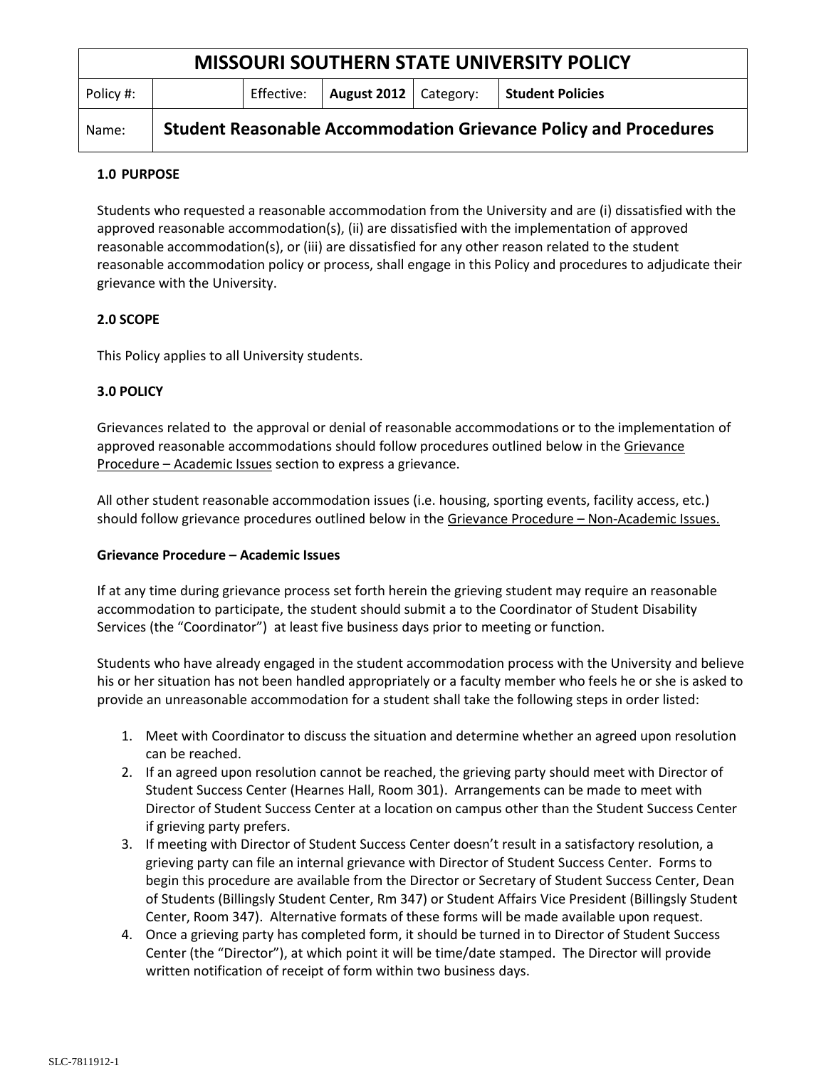| MISSOURI SOUTHERN STATE UNIVERSITY POLICY | | | | | |
|---|---|---|---|---|---|
| Policy #: | | Effective: | **August 2012** | Category: | **Student Policies** |
| Name: | **Student Reasonable Accommodation Grievance Policy and Procedures** | | | | |

**1.0 PURPOSE**

Students who requested a reasonable accommodation from the University and are (i) dissatisfied with the approved reasonable accommodation(s), (ii) are dissatisfied with the implementation of approved reasonable accommodation(s), or (iii) are dissatisfied for any other reason related to the student reasonable accommodation policy or process, shall engage in this Policy and procedures to adjudicate their grievance with the University.

**2.0 SCOPE**

This Policy applies to all University students.

**3.0 POLICY**

Grievances related to the approval or denial of reasonable accommodations or to the implementation of approved reasonable accommodations should follow procedures outlined below in the Grievance Procedure – Academic Issues section to express a grievance.

All other student reasonable accommodation issues (i.e. housing, sporting events, facility access, etc.) should follow grievance procedures outlined below in the Grievance Procedure – Non-Academic Issues.

**Grievance Procedure – Academic Issues**

If at any time during grievance process set forth herein the grieving student may require an reasonable accommodation to participate, the student should submit a to the Coordinator of Student Disability Services (the "Coordinator") at least five business days prior to meeting or function.

Students who have already engaged in the student accommodation process with the University and believe his or her situation has not been handled appropriately or a faculty member who feels he or she is asked to provide an unreasonable accommodation for a student shall take the following steps in order listed:

1. Meet with Coordinator to discuss the situation and determine whether an agreed upon resolution can be reached.
2. If an agreed upon resolution cannot be reached, the grieving party should meet with Director of Student Success Center (Hearnes Hall, Room 301). Arrangements can be made to meet with Director of Student Success Center at a location on campus other than the Student Success Center if grieving party prefers.
3. If meeting with Director of Student Success Center doesn't result in a satisfactory resolution, a grieving party can file an internal grievance with Director of Student Success Center. Forms to begin this procedure are available from the Director or Secretary of Student Success Center, Dean of Students (Billingsly Student Center, Rm 347) or Student Affairs Vice President (Billingsly Student Center, Room 347). Alternative formats of these forms will be made available upon request.
4. Once a grieving party has completed form, it should be turned in to Director of Student Success Center (the "Director"), at which point it will be time/date stamped. The Director will provide written notification of receipt of form within two business days.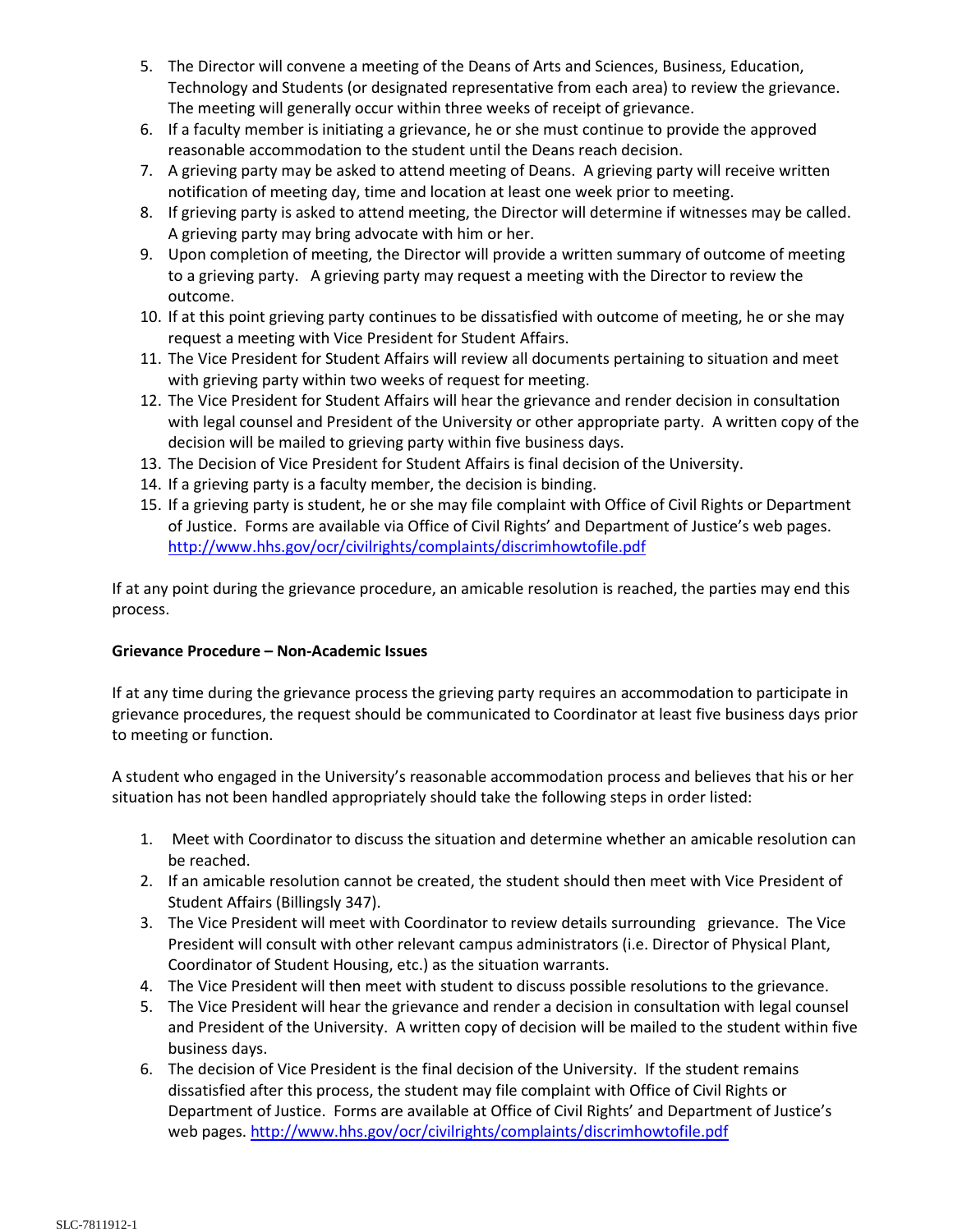5. The Director will convene a meeting of the Deans of Arts and Sciences, Business, Education, Technology and Students (or designated representative from each area) to review the grievance. The meeting will generally occur within three weeks of receipt of grievance.
6. If a faculty member is initiating a grievance, he or she must continue to provide the approved reasonable accommodation to the student until the Deans reach decision.
7. A grieving party may be asked to attend meeting of Deans. A grieving party will receive written notification of meeting day, time and location at least one week prior to meeting.
8. If grieving party is asked to attend meeting, the Director will determine if witnesses may be called. A grieving party may bring advocate with him or her.
9. Upon completion of meeting, the Director will provide a written summary of outcome of meeting to a grieving party. A grieving party may request a meeting with the Director to review the outcome.
10. If at this point grieving party continues to be dissatisfied with outcome of meeting, he or she may request a meeting with Vice President for Student Affairs.
11. The Vice President for Student Affairs will review all documents pertaining to situation and meet with grieving party within two weeks of request for meeting.
12. The Vice President for Student Affairs will hear the grievance and render decision in consultation with legal counsel and President of the University or other appropriate party. A written copy of the decision will be mailed to grieving party within five business days.
13. The Decision of Vice President for Student Affairs is final decision of the University.
14. If a grieving party is a faculty member, the decision is binding.
15. If a grieving party is student, he or she may file complaint with Office of Civil Rights or Department of Justice. Forms are available via Office of Civil Rights' and Department of Justice's web pages. http://www.hhs.gov/ocr/civilrights/complaints/discrimhowtofile.pdf

If at any point during the grievance procedure, an amicable resolution is reached, the parties may end this process.

**Grievance Procedure – Non-Academic Issues**

If at any time during the grievance process the grieving party requires an accommodation to participate in grievance procedures, the request should be communicated to Coordinator at least five business days prior to meeting or function.

A student who engaged in the University's reasonable accommodation process and believes that his or her situation has not been handled appropriately should take the following steps in order listed:

1. Meet with Coordinator to discuss the situation and determine whether an amicable resolution can be reached.
2. If an amicable resolution cannot be created, the student should then meet with Vice President of Student Affairs (Billingsly 347).
3. The Vice President will meet with Coordinator to review details surrounding grievance. The Vice President will consult with other relevant campus administrators (i.e. Director of Physical Plant, Coordinator of Student Housing, etc.) as the situation warrants.
4. The Vice President will then meet with student to discuss possible resolutions to the grievance.
5. The Vice President will hear the grievance and render a decision in consultation with legal counsel and President of the University. A written copy of decision will be mailed to the student within five business days.
6. The decision of Vice President is the final decision of the University. If the student remains dissatisfied after this process, the student may file complaint with Office of Civil Rights or Department of Justice. Forms are available at Office of Civil Rights' and Department of Justice's web pages. http://www.hhs.gov/ocr/civilrights/complaints/discrimhowtofile.pdf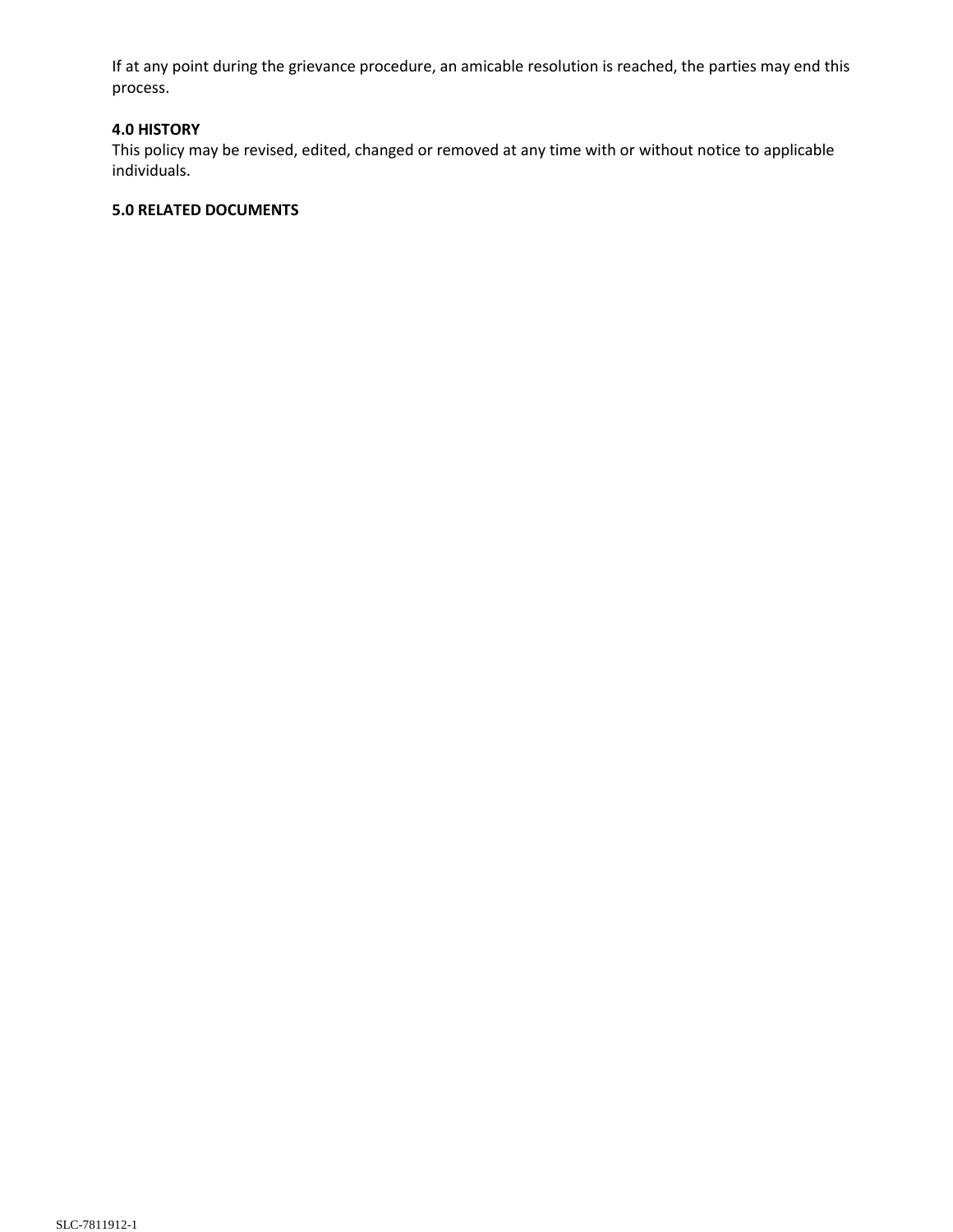If at any point during the grievance procedure, an amicable resolution is reached, the parties may end this process.

**4.0 HISTORY**

This policy may be revised, edited, changed or removed at any time with or without notice to applicable individuals.

**5.0 RELATED DOCUMENTS**